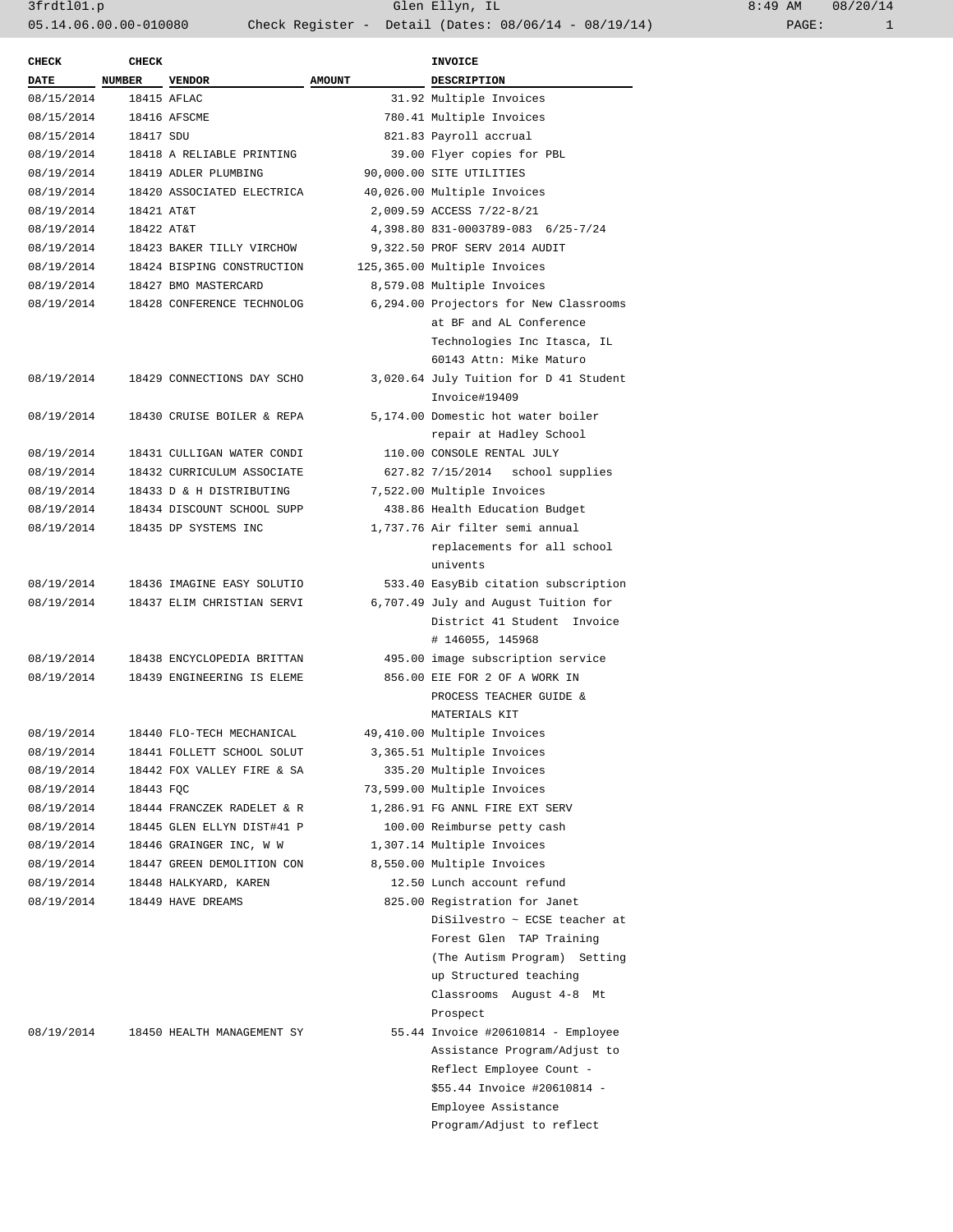| CHECK DATE | CHECK NUMBER | VENDOR | AMOUNT | INVOICE DESCRIPTION |
|---|---|---|---|---|
| 08/15/2014 | 18415 | AFLAC | 31.92 | Multiple Invoices |
| 08/15/2014 | 18416 | AFSCME | 780.41 | Multiple Invoices |
| 08/15/2014 | 18417 | SDU | 821.83 | Payroll accrual |
| 08/19/2014 | 18418 | A RELIABLE PRINTING | 39.00 | Flyer copies for PBL |
| 08/19/2014 | 18419 | ADLER PLUMBING | 90,000.00 | SITE UTILITIES |
| 08/19/2014 | 18420 | ASSOCIATED ELECTRICA | 40,026.00 | Multiple Invoices |
| 08/19/2014 | 18421 | AT&T | 2,009.59 | ACCESS 7/22-8/21 |
| 08/19/2014 | 18422 | AT&T | 4,398.80 | 831-0003789-083 6/25-7/24 |
| 08/19/2014 | 18423 | BAKER TILLY VIRCHOW | 9,322.50 | PROF SERV 2014 AUDIT |
| 08/19/2014 | 18424 | BISPING CONSTRUCTION | 125,365.00 | Multiple Invoices |
| 08/19/2014 | 18427 | BMO MASTERCARD | 8,579.08 | Multiple Invoices |
| 08/19/2014 | 18428 | CONFERENCE TECHNOLOG | 6,294.00 | Projectors for New Classrooms at BF and AL Conference Technologies Inc Itasca, IL 60143 Attn: Mike Maturo |
| 08/19/2014 | 18429 | CONNECTIONS DAY SCHO | 3,020.64 | July Tuition for D 41 Student Invoice#19409 |
| 08/19/2014 | 18430 | CRUISE BOILER & REPA | 5,174.00 | Domestic hot water boiler repair at Hadley School |
| 08/19/2014 | 18431 | CULLIGAN WATER CONDI | 110.00 | CONSOLE RENTAL JULY |
| 08/19/2014 | 18432 | CURRICULUM ASSOCIATE | 627.82 | 7/15/2014 school supplies |
| 08/19/2014 | 18433 | D & H DISTRIBUTING | 7,522.00 | Multiple Invoices |
| 08/19/2014 | 18434 | DISCOUNT SCHOOL SUPP | 438.86 | Health Education Budget |
| 08/19/2014 | 18435 | DP SYSTEMS INC | 1,737.76 | Air filter semi annual replacements for all school univents |
| 08/19/2014 | 18436 | IMAGINE EASY SOLUTIO | 533.40 | EasyBib citation subscription |
| 08/19/2014 | 18437 | ELIM CHRISTIAN SERVI | 6,707.49 | July and August Tuition for District 41 Student Invoice # 146055, 145968 |
| 08/19/2014 | 18438 | ENCYCLOPEDIA BRITTAN | 495.00 | image subscription service |
| 08/19/2014 | 18439 | ENGINEERING IS ELEME | 856.00 | EIE FOR 2 OF A WORK IN PROCESS TEACHER GUIDE & MATERIALS KIT |
| 08/19/2014 | 18440 | FLO-TECH MECHANICAL | 49,410.00 | Multiple Invoices |
| 08/19/2014 | 18441 | FOLLETT SCHOOL SOLUT | 3,365.51 | Multiple Invoices |
| 08/19/2014 | 18442 | FOX VALLEY FIRE & SA | 335.20 | Multiple Invoices |
| 08/19/2014 | 18443 | FQC | 73,599.00 | Multiple Invoices |
| 08/19/2014 | 18444 | FRANCZEK RADELET & R | 1,286.91 | FG ANNL FIRE EXT SERV |
| 08/19/2014 | 18445 | GLEN ELLYN DIST#41 P | 100.00 | Reimburse petty cash |
| 08/19/2014 | 18446 | GRAINGER INC, W W | 1,307.14 | Multiple Invoices |
| 08/19/2014 | 18447 | GREEN DEMOLITION CON | 8,550.00 | Multiple Invoices |
| 08/19/2014 | 18448 | HALKYARD, KAREN | 12.50 | Lunch account refund |
| 08/19/2014 | 18449 | HAVE DREAMS | 825.00 | Registration for Janet DiSilvestro ~ ECSE teacher at Forest Glen TAP Training (The Autism Program) Setting up Structured teaching Classrooms August 4-8 Mt Prospect |
| 08/19/2014 | 18450 | HEALTH MANAGEMENT SY | 55.44 | Invoice #20610814 - Employee Assistance Program/Adjust to Reflect Employee Count - $55.44 Invoice #20610814 - Employee Assistance Program/Adjust to reflect |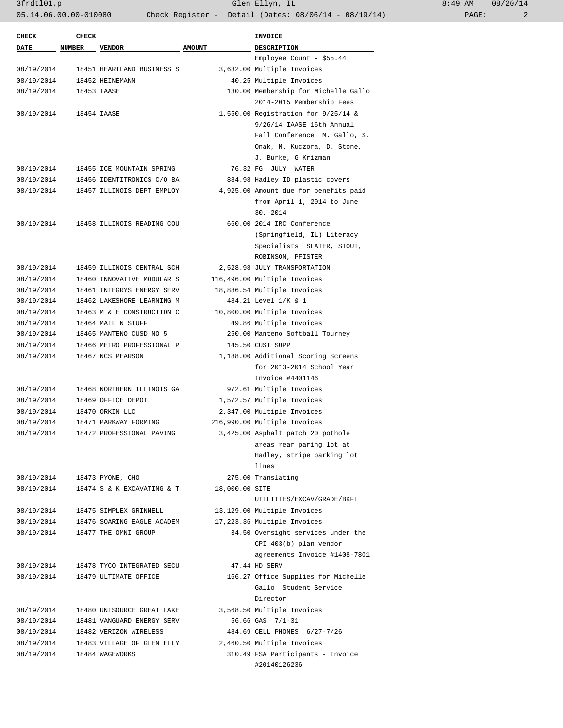| CHECK DATE | CHECK NUMBER | VENDOR | AMOUNT | INVOICE DESCRIPTION |
|---|---|---|---|---|
| | | | | Employee Count - $55.44 |
| 08/19/2014 | 18451 | HEARTLAND BUSINESS S | 3,632.00 | Multiple Invoices |
| 08/19/2014 | 18452 | HEINEMANN | 40.25 | Multiple Invoices |
| 08/19/2014 | 18453 | IAASE | 130.00 | Membership for Michelle Gallo 2014-2015 Membership Fees |
| 08/19/2014 | 18454 | IAASE | 1,550.00 | Registration for 9/25/14 & 9/26/14 IAASE 16th Annual Fall Conference M. Gallo, S. Onak, M. Kuczora, D. Stone, J. Burke, G Krizman |
| 08/19/2014 | 18455 | ICE MOUNTAIN SPRING | 76.32 | FG JULY WATER |
| 08/19/2014 | 18456 | IDENTITRONICS C/O BA | 884.98 | Hadley ID plastic covers |
| 08/19/2014 | 18457 | ILLINOIS DEPT EMPLOY | 4,925.00 | Amount due for benefits paid from April 1, 2014 to June 30, 2014 |
| 08/19/2014 | 18458 | ILLINOIS READING COU | 660.00 | 2014 IRC Conference (Springfield, IL) Literacy Specialists SLATER, STOUT, ROBINSON, PFISTER |
| 08/19/2014 | 18459 | ILLINOIS CENTRAL SCH | 2,528.98 | JULY TRANSPORTATION |
| 08/19/2014 | 18460 | INNOVATIVE MODULAR S | 116,496.00 | Multiple Invoices |
| 08/19/2014 | 18461 | INTEGRYS ENERGY SERV | 18,886.54 | Multiple Invoices |
| 08/19/2014 | 18462 | LAKESHORE LEARNING M | 484.21 | Level 1/K & 1 |
| 08/19/2014 | 18463 | M & E CONSTRUCTION C | 10,800.00 | Multiple Invoices |
| 08/19/2014 | 18464 | MAIL N STUFF | 49.86 | Multiple Invoices |
| 08/19/2014 | 18465 | MANTENO CUSD NO 5 | 250.00 | Manteno Softball Tourney |
| 08/19/2014 | 18466 | METRO PROFESSIONAL P | 145.50 | CUST SUPP |
| 08/19/2014 | 18467 | NCS PEARSON | 1,188.00 | Additional Scoring Screens for 2013-2014 School Year Invoice #4401146 |
| 08/19/2014 | 18468 | NORTHERN ILLINOIS GA | 972.61 | Multiple Invoices |
| 08/19/2014 | 18469 | OFFICE DEPOT | 1,572.57 | Multiple Invoices |
| 08/19/2014 | 18470 | ORKIN LLC | 2,347.00 | Multiple Invoices |
| 08/19/2014 | 18471 | PARKWAY FORMING | 216,990.00 | Multiple Invoices |
| 08/19/2014 | 18472 | PROFESSIONAL PAVING | 3,425.00 | Asphalt patch 20 pothole areas rear paring lot at Hadley, stripe parking lot lines |
| 08/19/2014 | 18473 | PYONE, CHO | 275.00 | Translating |
| 08/19/2014 | 18474 | S & K EXCAVATING & T | 18,000.00 | SITE UTILITIES/EXCAV/GRADE/BKFL |
| 08/19/2014 | 18475 | SIMPLEX GRINNELL | 13,129.00 | Multiple Invoices |
| 08/19/2014 | 18476 | SOARING EAGLE ACADEM | 17,223.36 | Multiple Invoices |
| 08/19/2014 | 18477 | THE OMNI GROUP | 34.50 | Oversight services under the CPI 403(b) plan vendor agreements Invoice #1408-7801 |
| 08/19/2014 | 18478 | TYCO INTEGRATED SECU | 47.44 | HD SERV |
| 08/19/2014 | 18479 | ULTIMATE OFFICE | 166.27 | Office Supplies for Michelle Gallo Student Service Director |
| 08/19/2014 | 18480 | UNISOURCE GREAT LAKE | 3,568.50 | Multiple Invoices |
| 08/19/2014 | 18481 | VANGUARD ENERGY SERV | 56.66 | GAS 7/1-31 |
| 08/19/2014 | 18482 | VERIZON WIRELESS | 484.69 | CELL PHONES 6/27-7/26 |
| 08/19/2014 | 18483 | VILLAGE OF GLEN ELLY | 2,460.50 | Multiple Invoices |
| 08/19/2014 | 18484 | WAGEWORKS | 310.49 | FSA Participants - Invoice #20140126236 |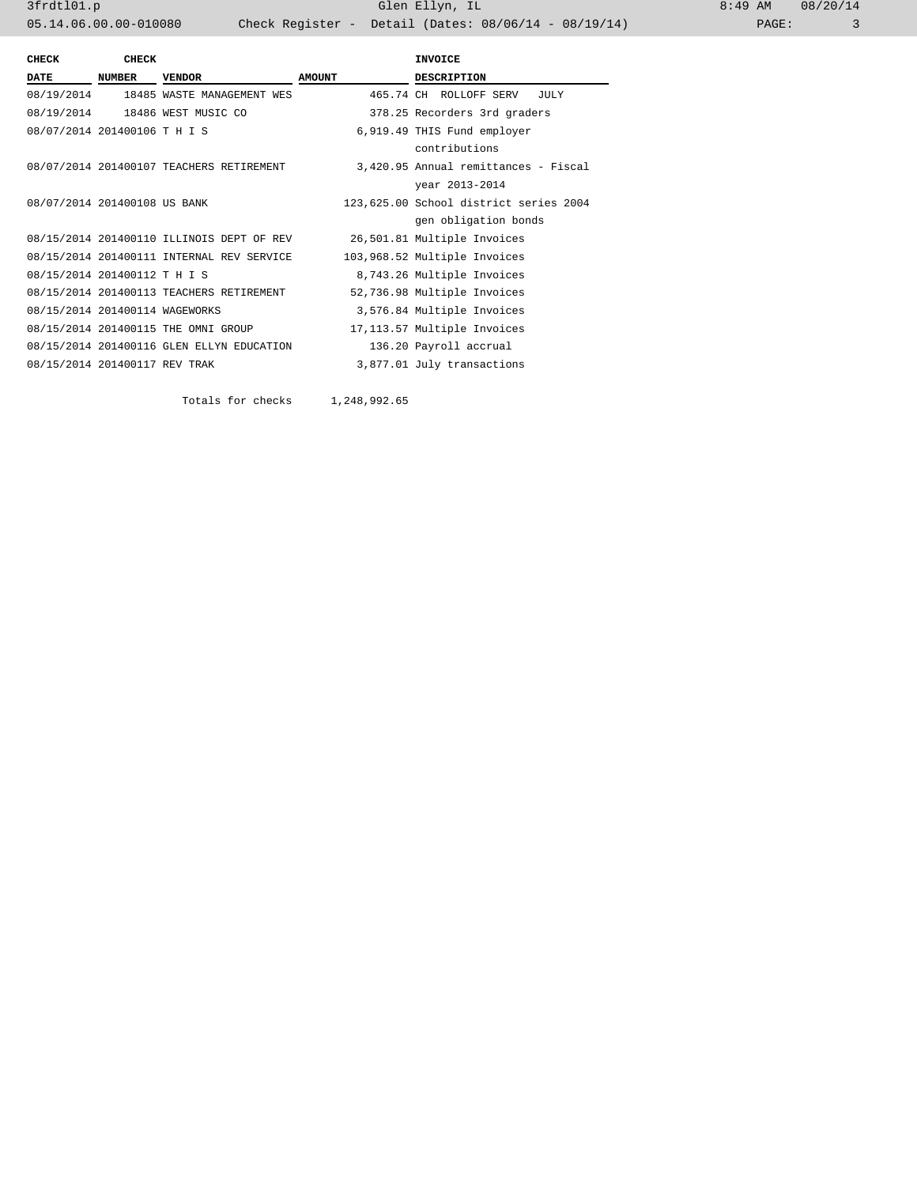| CHECK DATE | CHECK NUMBER | VENDOR | AMOUNT | INVOICE DESCRIPTION |
|---|---|---|---|---|
| 08/19/2014 | 18485 | WASTE MANAGEMENT WES | 465.74 | CH ROLLOFF SERV JULY |
| 08/19/2014 | 18486 | WEST MUSIC CO | 378.25 | Recorders 3rd graders |
| 08/07/2014 | 201400106 | T H I S | 6,919.49 | THIS Fund employer contributions |
| 08/07/2014 | 201400107 | TEACHERS RETIREMENT | 3,420.95 | Annual remittances - Fiscal year 2013-2014 |
| 08/07/2014 | 201400108 | US BANK | 123,625.00 | School district series 2004 gen obligation bonds |
| 08/15/2014 | 201400110 | ILLINOIS DEPT OF REV | 26,501.81 | Multiple Invoices |
| 08/15/2014 | 201400111 | INTERNAL REV SERVICE | 103,968.52 | Multiple Invoices |
| 08/15/2014 | 201400112 | T H I S | 8,743.26 | Multiple Invoices |
| 08/15/2014 | 201400113 | TEACHERS RETIREMENT | 52,736.98 | Multiple Invoices |
| 08/15/2014 | 201400114 | WAGEWORKS | 3,576.84 | Multiple Invoices |
| 08/15/2014 | 201400115 | THE OMNI GROUP | 17,113.57 | Multiple Invoices |
| 08/15/2014 | 201400116 | GLEN ELLYN EDUCATION | 136.20 | Payroll accrual |
| 08/15/2014 | 201400117 | REV TRAK | 3,877.01 | July transactions |

Totals for checks 1,248,992.65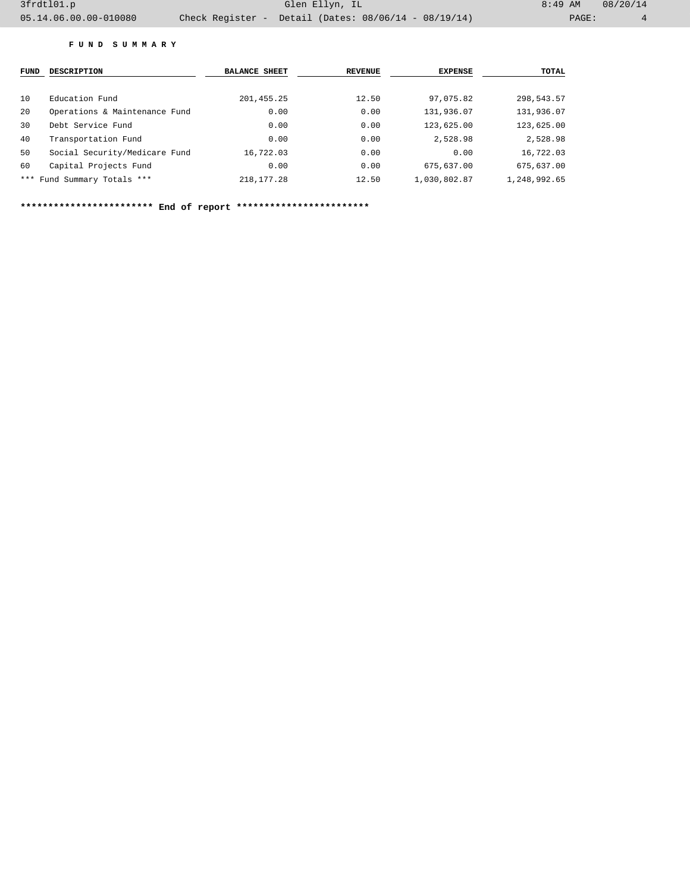**F U N D   S U M M A R Y**

| FUND | DESCRIPTION | BALANCE SHEET | REVENUE | EXPENSE | TOTAL |
|---|---|---|---|---|---|
| 10 | Education Fund | 201,455.25 | 12.50 | 97,075.82 | 298,543.57 |
| 20 | Operations & Maintenance Fund | 0.00 | 0.00 | 131,936.07 | 131,936.07 |
| 30 | Debt Service Fund | 0.00 | 0.00 | 123,625.00 | 123,625.00 |
| 40 | Transportation Fund | 0.00 | 0.00 | 2,528.98 | 2,528.98 |
| 50 | Social Security/Medicare Fund | 16,722.03 | 0.00 | 0.00 | 16,722.03 |
| 60 | Capital Projects Fund | 0.00 | 0.00 | 675,637.00 | 675,637.00 |
| *** Fund Summary Totals *** | | 218,177.28 | 12.50 | 1,030,802.87 | 1,248,992.65 |

**************************** End of report ****************************